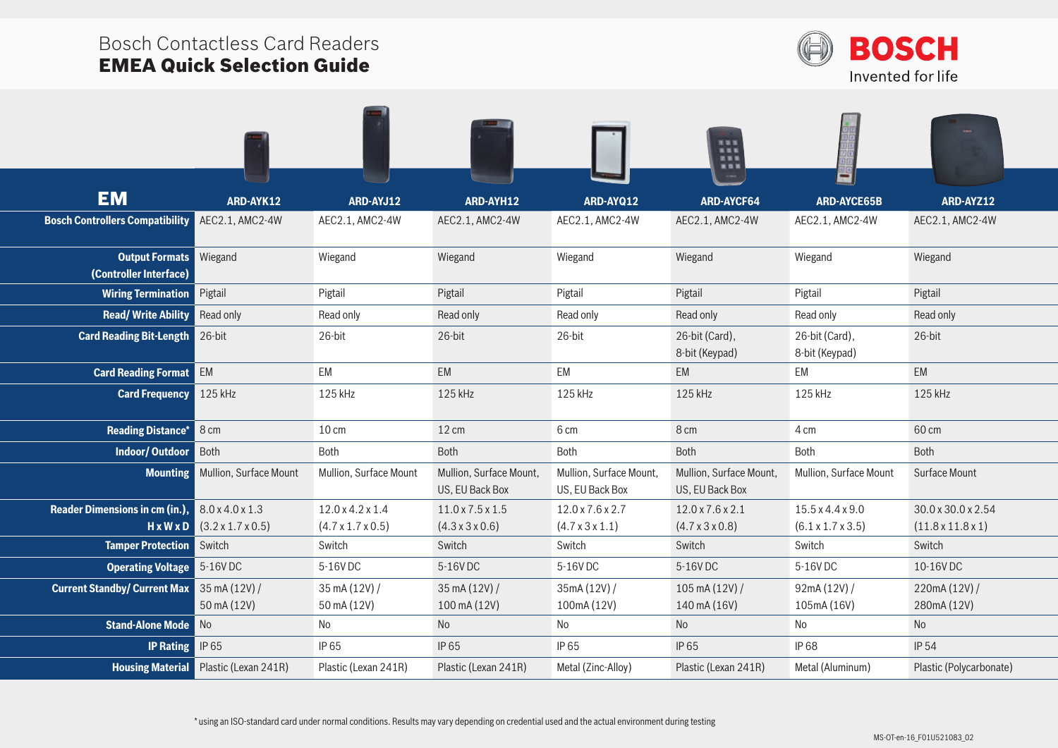# Bosch Contactless Card Readers
## **EMEA Quick Selection Guide**

| EM | ARD-AYK12 | ARD-AYJ12 | ARD-AYH12 | ARD-AYQ12 | ARD-AYCF64 | ARD-AYCE65B | ARD-AYZ12 |
|---|---|---|---|---|---|---|---|
| **Bosch Controllers Compatibility** | AEC2.1, AMC2-4W | AEC2.1, AMC2-4W | AEC2.1, AMC2-4W | AEC2.1, AMC2-4W | AEC2.1, AMC2-4W | AEC2.1, AMC2-4W | AEC2.1, AMC2-4W |
| **Output Formats (Controller Interface)** | Wiegand | Wiegand | Wiegand | Wiegand | Wiegand | Wiegand | Wiegand |
| **Wiring Termination** | Pigtail | Pigtail | Pigtail | Pigtail | Pigtail | Pigtail | Pigtail |
| **Read/ Write Ability** | Read only | Read only | Read only | Read only | Read only | Read only | Read only |
| **Card Reading Bit-Length** | 26-bit | 26-bit | 26-bit | 26-bit | 26-bit (Card), 8-bit (Keypad) | 26-bit (Card), 8-bit (Keypad) | 26-bit |
| **Card Reading Format** | EM | EM | EM | EM | EM | EM | EM |
| **Card Frequency** | 125 kHz | 125 kHz | 125 kHz | 125 kHz | 125 kHz | 125 kHz | 125 kHz |
| **Reading Distance*** | 8 cm | 10 cm | 12 cm | 6 cm | 8 cm | 4 cm | 60 cm |
| **Indoor/ Outdoor** | Both | Both | Both | Both | Both | Both | Both |
| **Mounting** | Mullion, Surface Mount | Mullion, Surface Mount | Mullion, Surface Mount, US, EU Back Box | Mullion, Surface Mount, US, EU Back Box | Mullion, Surface Mount, US, EU Back Box | Mullion, Surface Mount | Surface Mount |
| **Reader Dimensions in cm (in.), H x W x D** | 8.0 x 4.0 x 1.3 (3.2 x 1.7 x 0.5) | 12.0 x 4.2 x 1.4 (4.7 x 1.7 x 0.5) | 11.0 x 7.5 x 1.5 (4.3 x 3 x 0.6) | 12.0 x 7.6 x 2.7 (4.7 x 3 x 1.1) | 12.0 x 7.6 x 2.1 (4.7 x 3 x 0.8) | 15.5 x 4.4 x 9.0 (6.1 x 1.7 x 3.5) | 30.0 x 30.0 x 2.54 (11.8 x 11.8 x 1) |
| **Tamper Protection** | Switch | Switch | Switch | Switch | Switch | Switch | Switch |
| **Operating Voltage** | 5-16V DC | 5-16V DC | 5-16V DC | 5-16V DC | 5-16V DC | 5-16V DC | 10-16V DC |
| **Current Standby/ Current Max** | 35 mA (12V) / 50 mA (12V) | 35 mA (12V) / 50 mA (12V) | 35 mA (12V) / 100 mA (12V) | 35mA (12V) / 100mA (12V) | 105 mA (12V) / 140 mA (16V) | 92mA (12V) / 105mA (16V) | 220mA (12V) / 280mA (12V) |
| **Stand-Alone Mode** | No | No | No | No | No | No | No |
| **IP Rating** | IP 65 | IP 65 | IP 65 | IP 65 | IP 65 | IP 68 | IP 54 |
| **Housing Material** | Plastic (Lexan 241R) | Plastic (Lexan 241R) | Plastic (Lexan 241R) | Metal (Zinc-Alloy) | Plastic (Lexan 241R) | Metal (Aluminum) | Plastic (Polycarbonate) |

* using an ISO-standard card under normal conditions. Results may vary depending on credential used and the actual environment during testing

MS-OT-en-16_F01U521083_02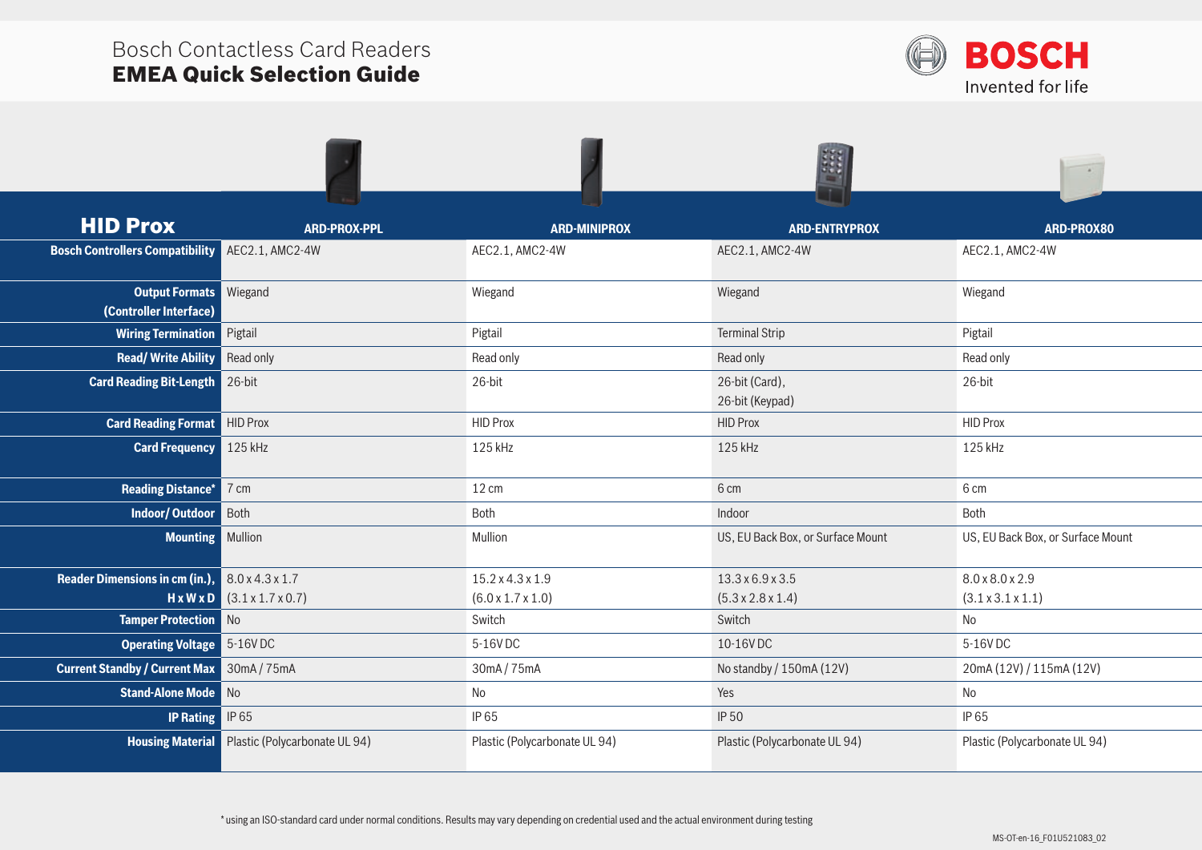# Bosch Contactless Card Readers
## EMEA Quick Selection Guide

| HID Prox | ARD-PROX-PPL | ARD-MINIPROX | ARD-ENTRYPROX | ARD-PROX80 |
|---|---|---|---|---|
| Bosch Controllers Compatibility | AEC2.1, AMC2-4W | AEC2.1, AMC2-4W | AEC2.1, AMC2-4W | AEC2.1, AMC2-4W |
| Output Formats (Controller Interface) | Wiegand | Wiegand | Wiegand | Wiegand |
| Wiring Termination | Pigtail | Pigtail | Terminal Strip | Pigtail |
| Read/ Write Ability | Read only | Read only | Read only | Read only |
| Card Reading Bit-Length | 26-bit | 26-bit | 26-bit (Card), 26-bit (Keypad) | 26-bit |
| Card Reading Format | HID Prox | HID Prox | HID Prox | HID Prox |
| Card Frequency | 125 kHz | 125 kHz | 125 kHz | 125 kHz |
| Reading Distance* | 7 cm | 12 cm | 6 cm | 6 cm |
| Indoor/ Outdoor | Both | Both | Indoor | Both |
| Mounting | Mullion | Mullion | US, EU Back Box, or Surface Mount | US, EU Back Box, or Surface Mount |
| Reader Dimensions in cm (in.), H x W x D | 8.0 x 4.3 x 1.7 (3.1 x 1.7 x 0.7) | 15.2 x 4.3 x 1.9 (6.0 x 1.7 x 1.0) | 13.3 x 6.9 x 3.5 (5.3 x 2.8 x 1.4) | 8.0 x 8.0 x 2.9 (3.1 x 3.1 x 1.1) |
| Tamper Protection | No | Switch | Switch | No |
| Operating Voltage | 5-16V DC | 5-16V DC | 10-16V DC | 5-16V DC |
| Current Standby / Current Max | 30mA / 75mA | 30mA / 75mA | No standby / 150mA (12V) | 20mA (12V) / 115mA (12V) |
| Stand-Alone Mode | No | No | Yes | No |
| IP Rating | IP 65 | IP 65 | IP 50 | IP 65 |
| Housing Material | Plastic (Polycarbonate UL 94) | Plastic (Polycarbonate UL 94) | Plastic (Polycarbonate UL 94) | Plastic (Polycarbonate UL 94) |

* using an ISO-standard card under normal conditions. Results may vary depending on credential used and the actual environment during testing

MS-OT-en-16_F01U521083_02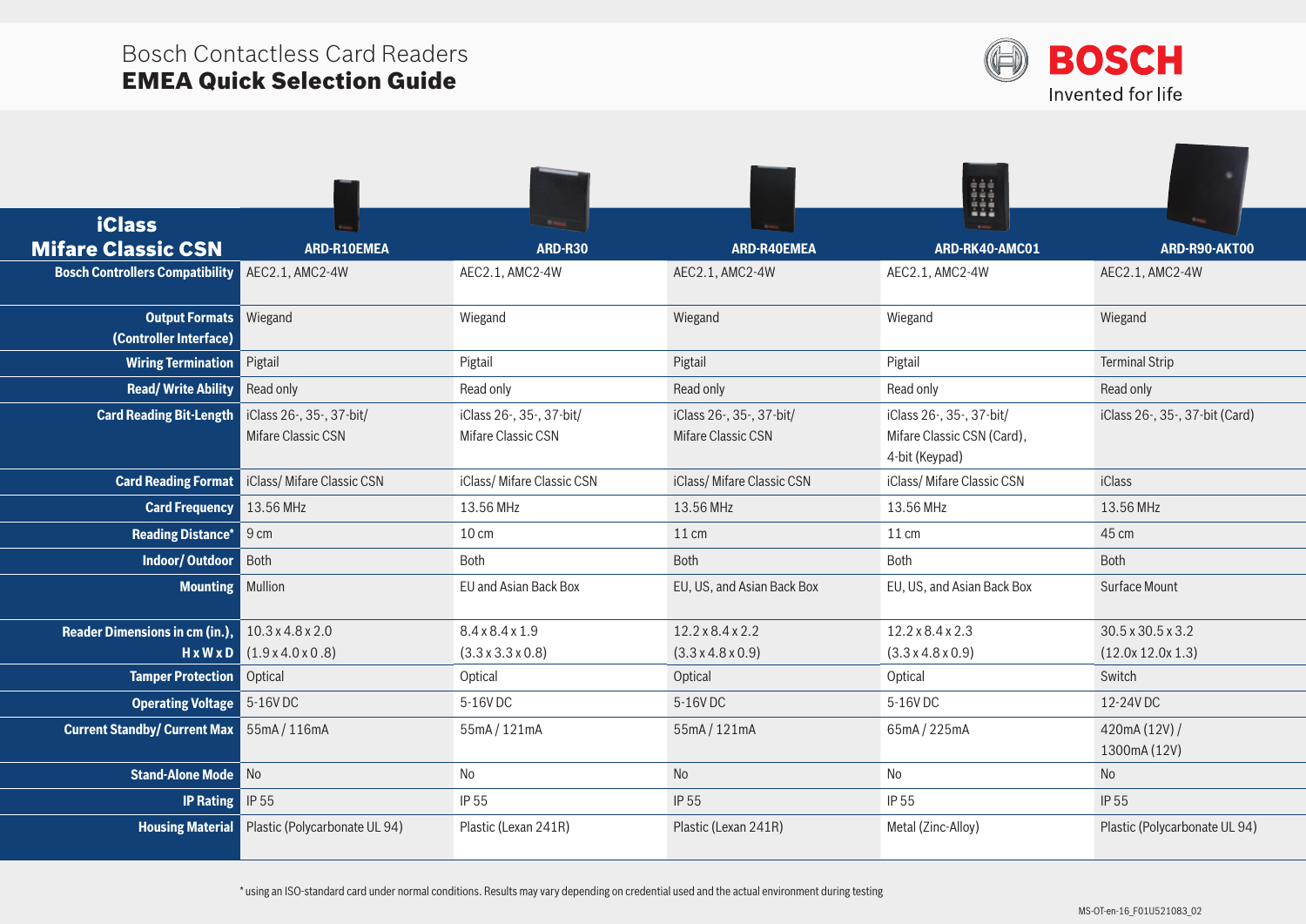# Bosch Contactless Card Readers
## EMEA Quick Selection Guide

| iClass Mifare Classic CSN | ARD-R10EMEA | ARD-R30 | ARD-R40EMEA | ARD-RK40-AMC01 | ARD-R90-AKT00 |
|---|---|---|---|---|---|
| **Bosch Controllers Compatibility** | AEC2.1, AMC2-4W | AEC2.1, AMC2-4W | AEC2.1, AMC2-4W | AEC2.1, AMC2-4W | AEC2.1, AMC2-4W |
| **Output Formats (Controller Interface)** | Wiegand | Wiegand | Wiegand | Wiegand | Wiegand |
| **Wiring Termination** | Pigtail | Pigtail | Pigtail | Pigtail | Terminal Strip |
| **Read/ Write Ability** | Read only | Read only | Read only | Read only | Read only |
| **Card Reading Bit-Length** | iClass 26-, 35-, 37-bit/ Mifare Classic CSN | iClass 26-, 35-, 37-bit/ Mifare Classic CSN | iClass 26-, 35-, 37-bit/ Mifare Classic CSN | iClass 26-, 35-, 37-bit/ Mifare Classic CSN (Card), 4-bit (Keypad) | iClass 26-, 35-, 37-bit (Card) |
| **Card Reading Format** | iClass/ Mifare Classic CSN | iClass/ Mifare Classic CSN | iClass/ Mifare Classic CSN | iClass/ Mifare Classic CSN | iClass |
| **Card Frequency** | 13.56 MHz | 13.56 MHz | 13.56 MHz | 13.56 MHz | 13.56 MHz |
| **Reading Distance*** | 9 cm | 10 cm | 11 cm | 11 cm | 45 cm |
| **Indoor/ Outdoor** | Both | Both | Both | Both | Both |
| **Mounting** | Mullion | EU and Asian Back Box | EU, US, and Asian Back Box | EU, US, and Asian Back Box | Surface Mount |
| **Reader Dimensions in cm (in.), H x W x D** | 10.3 x 4.8 x 2.0 (1.9 x 4.0 x 0 .8) | 8.4 x 8.4 x 1.9 (3.3 x 3.3 x 0.8) | 12.2 x 8.4 x 2.2 (3.3 x 4.8 x 0.9) | 12.2 x 8.4 x 2.3 (3.3 x 4.8 x 0.9) | 30.5 x 30.5 x 3.2 (12.0x 12.0x 1.3) |
| **Tamper Protection** | Optical | Optical | Optical | Optical | Switch |
| **Operating Voltage** | 5-16V DC | 5-16V DC | 5-16V DC | 5-16V DC | 12-24V DC |
| **Current Standby/ Current Max** | 55mA / 116mA | 55mA / 121mA | 55mA / 121mA | 65mA / 225mA | 420mA (12V) / 1300mA (12V) |
| **Stand-Alone Mode** | No | No | No | No | No |
| **IP Rating** | IP 55 | IP 55 | IP 55 | IP 55 | IP 55 |
| **Housing Material** | Plastic (Polycarbonate UL 94) | Plastic (Lexan 241R) | Plastic (Lexan 241R) | Metal (Zinc-Alloy) | Plastic (Polycarbonate UL 94) |

* using an ISO-standard card under normal conditions. Results may vary depending on credential used and the actual environment during testing

MS-OT-en-16_F01U521083_02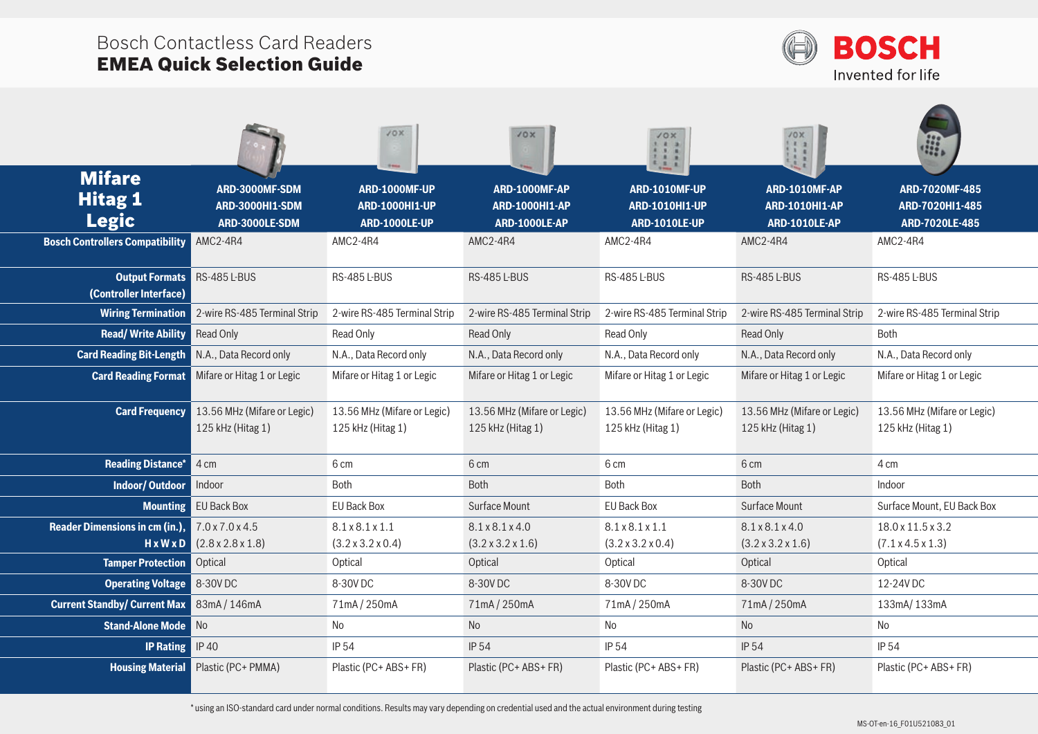# Bosch Contactless Card Readers
## EMEA Quick Selection Guide

| Mifare Hitag 1 Legic | ARD-3000MF-SDM ARD-3000HI1-SDM ARD-3000LE-SDM | ARD-1000MF-UP ARD-1000HI1-UP ARD-1000LE-UP | ARD-1000MF-AP ARD-1000HI1-AP ARD-1000LE-AP | ARD-1010MF-UP ARD-1010HI1-UP ARD-1010LE-UP | ARD-1010MF-AP ARD-1010HI1-AP ARD-1010LE-AP | ARD-7020MF-485 ARD-7020HI1-485 ARD-7020LE-485 |
|---|---|---|---|---|---|---|
| **Bosch Controllers Compatibility** | AMC2-4R4 | AMC2-4R4 | AMC2-4R4 | AMC2-4R4 | AMC2-4R4 | AMC2-4R4 |
| **Output Formats (Controller Interface)** | RS-485 L-BUS | RS-485 L-BUS | RS-485 L-BUS | RS-485 L-BUS | RS-485 L-BUS | RS-485 L-BUS |
| **Wiring Termination** | 2-wire RS-485 Terminal Strip | 2-wire RS-485 Terminal Strip | 2-wire RS-485 Terminal Strip | 2-wire RS-485 Terminal Strip | 2-wire RS-485 Terminal Strip | 2-wire RS-485 Terminal Strip |
| **Read/ Write Ability** | Read Only | Read Only | Read Only | Read Only | Read Only | Both |
| **Card Reading Bit-Length** | N.A., Data Record only | N.A., Data Record only | N.A., Data Record only | N.A., Data Record only | N.A., Data Record only | N.A., Data Record only |
| **Card Reading Format** | Mifare or Hitag 1 or Legic | Mifare or Hitag 1 or Legic | Mifare or Hitag 1 or Legic | Mifare or Hitag 1 or Legic | Mifare or Hitag 1 or Legic | Mifare or Hitag 1 or Legic |
| **Card Frequency** | 13.56 MHz (Mifare or Legic) 125 kHz (Hitag 1) | 13.56 MHz (Mifare or Legic) 125 kHz (Hitag 1) | 13.56 MHz (Mifare or Legic) 125 kHz (Hitag 1) | 13.56 MHz (Mifare or Legic) 125 kHz (Hitag 1) | 13.56 MHz (Mifare or Legic) 125 kHz (Hitag 1) | 13.56 MHz (Mifare or Legic) 125 kHz (Hitag 1) |
| **Reading Distance*** | 4 cm | 6 cm | 6 cm | 6 cm | 6 cm | 4 cm |
| **Indoor/ Outdoor** | Indoor | Both | Both | Both | Both | Indoor |
| **Mounting** | EU Back Box | EU Back Box | Surface Mount | EU Back Box | Surface Mount | Surface Mount, EU Back Box |
| **Reader Dimensions in cm (in.), H x W x D** | 7.0 x 7.0 x 4.5 (2.8 x 2.8 x 1.8) | 8.1 x 8.1 x 1.1 (3.2 x 3.2 x 0.4) | 8.1 x 8.1 x 4.0 (3.2 x 3.2 x 1.6) | 8.1 x 8.1 x 1.1 (3.2 x 3.2 x 0.4) | 8.1 x 8.1 x 4.0 (3.2 x 3.2 x 1.6) | 18.0 x 11.5 x 3.2 (7.1 x 4.5 x 1.3) |
| **Tamper Protection** | Optical | Optical | Optical | Optical | Optical | Optical |
| **Operating Voltage** | 8-30V DC | 8-30V DC | 8-30V DC | 8-30V DC | 8-30V DC | 12-24V DC |
| **Current Standby/ Current Max** | 83mA / 146mA | 71mA / 250mA | 71mA / 250mA | 71mA / 250mA | 71mA / 250mA | 133mA/ 133mA |
| **Stand-Alone Mode** | No | No | No | No | No | No |
| **IP Rating** | IP 40 | IP 54 | IP 54 | IP 54 | IP 54 | IP 54 |
| **Housing Material** | Plastic (PC+ PMMA) | Plastic (PC+ ABS+ FR) | Plastic (PC+ ABS+ FR) | Plastic (PC+ ABS+ FR) | Plastic (PC+ ABS+ FR) | Plastic (PC+ ABS+ FR) |

* using an ISO-standard card under normal conditions. Results may vary depending on credential used and the actual environment during testing

MS-OT-en-16_F01U521083_01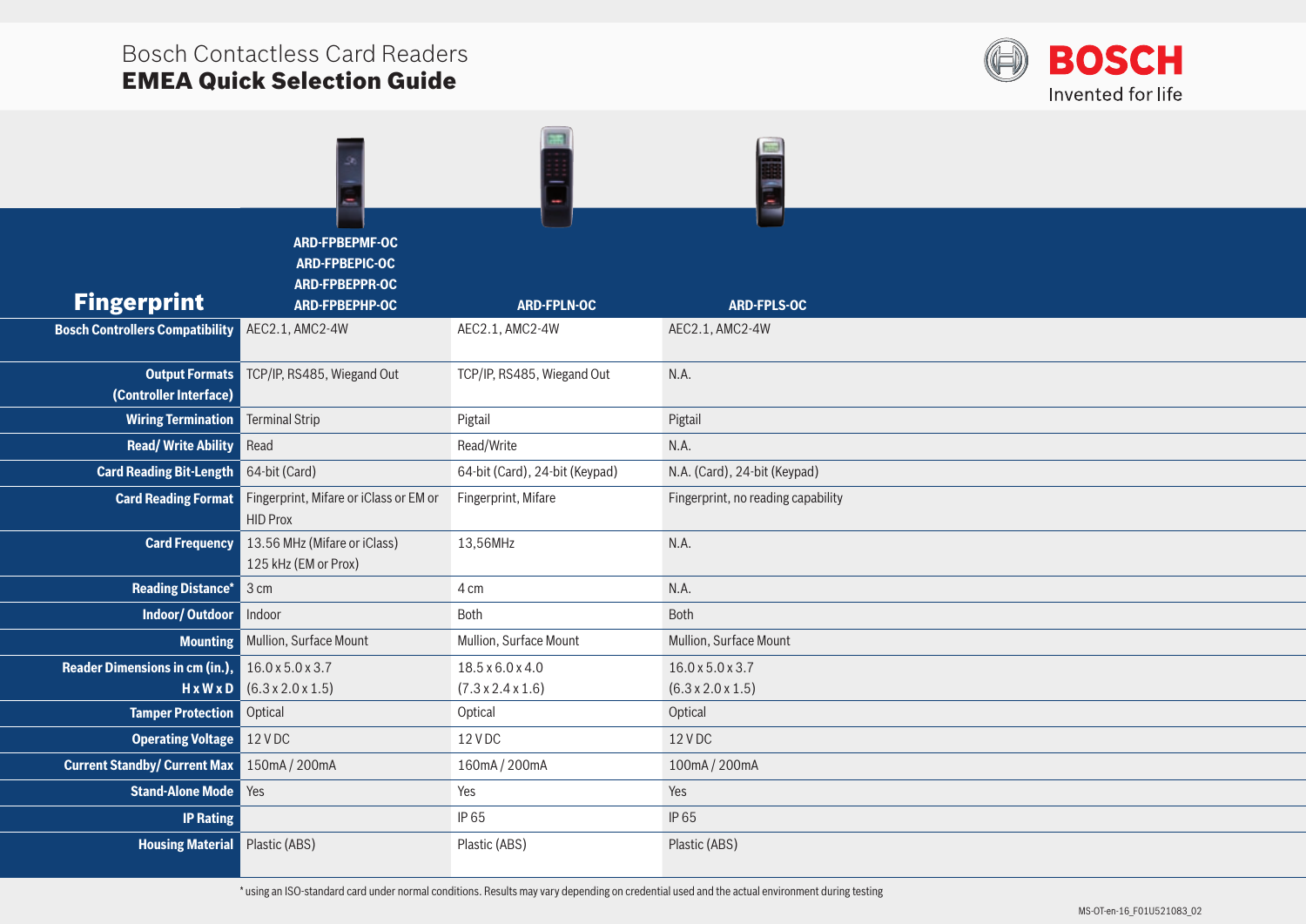Bosch Contactless Card Readers
**EMEA Quick Selection Guide**

| Fingerprint | ARD-FPBEPMF-OC<br>ARD-FPBEPIC-OC<br>ARD-FPBEPPR-OC<br>ARD-FPBEPHP-OC | ARD-FPLN-OC | ARD-FPLS-OC |
|---|---|---|---|
| Bosch Controllers Compatibility | AEC2.1, AMC2-4W | AEC2.1, AMC2-4W | AEC2.1, AMC2-4W |
| Output Formats (Controller Interface) | TCP/IP, RS485, Wiegand Out | TCP/IP, RS485, Wiegand Out | N.A. |
| Wiring Termination | Terminal Strip | Pigtail | Pigtail |
| Read/ Write Ability | Read | Read/Write | N.A. |
| Card Reading Bit-Length | 64-bit (Card) | 64-bit (Card), 24-bit (Keypad) | N.A. (Card), 24-bit (Keypad) |
| Card Reading Format | Fingerprint, Mifare or iClass or EM or HID Prox | Fingerprint, Mifare | Fingerprint, no reading capability |
| Card Frequency | 13.56 MHz (Mifare or iClass)<br>125 kHz (EM or Prox) | 13,56MHz | N.A. |
| Reading Distance* | 3 cm | 4 cm | N.A. |
| Indoor/ Outdoor | Indoor | Both | Both |
| Mounting | Mullion, Surface Mount | Mullion, Surface Mount | Mullion, Surface Mount |
| Reader Dimensions in cm (in.), H x W x D | 16.0 x 5.0 x 3.7<br>(6.3 x 2.0 x 1.5) | 18.5 x 6.0 x 4.0<br>(7.3 x 2.4 x 1.6) | 16.0 x 5.0 x 3.7<br>(6.3 x 2.0 x 1.5) |
| Tamper Protection | Optical | Optical | Optical |
| Operating Voltage | 12 V DC | 12 V DC | 12 V DC |
| Current Standby/ Current Max | 150mA / 200mA | 160mA / 200mA | 100mA / 200mA |
| Stand-Alone Mode | Yes | Yes | Yes |
| IP Rating | | IP 65 | IP 65 |
| Housing Material | Plastic (ABS) | Plastic (ABS) | Plastic (ABS) |

* using an ISO-standard card under normal conditions. Results may vary depending on credential used and the actual environment during testing

MS-OT-en-16_F01U521083_02